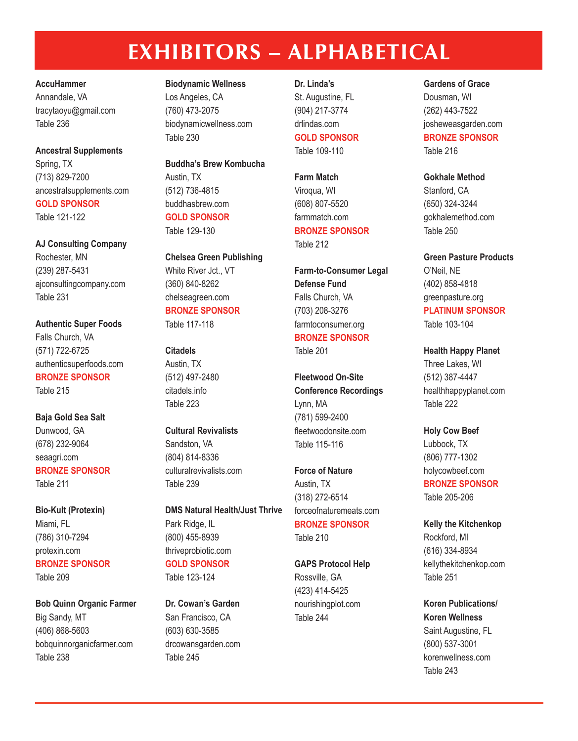# EXHIBITORS – ALPHABETICAL

**AccuHammer**
Annandale, VA
tracytaoyu@gmail.com
Table 236

**Ancestral Supplements**
Spring, TX
(713) 829-7200
ancestralsupplements.com
**GOLD SPONSOR**
Table 121-122

**AJ Consulting Company**
Rochester, MN
(239) 287-5431
ajconsultingcompany.com
Table 231

**Authentic Super Foods**
Falls Church, VA
(571) 722-6725
authenticsuperfoods.com
**BRONZE SPONSOR**
Table 215

**Baja Gold Sea Salt**
Dunwood, GA
(678) 232-9064
seaagri.com
**BRONZE SPONSOR**
Table 211

**Bio-Kult (Protexin)**
Miami, FL
(786) 310-7294
protexin.com
**BRONZE SPONSOR**
Table 209

**Bob Quinn Organic Farmer**
Big Sandy, MT
(406) 868-5603
bobquinnorganicfarmer.com
Table 238

**Biodynamic Wellness**
Los Angeles, CA
(760) 473-2075
biodynamicwellness.com
Table 230

**Buddha's Brew Kombucha**
Austin, TX
(512) 736-4815
buddhasbrew.com
**GOLD SPONSOR**
Table 129-130

**Chelsea Green Publishing**
White River Jct., VT
(360) 840-8262
chelseagreen.com
**BRONZE SPONSOR**
Table 117-118

**Citadels**
Austin, TX
(512) 497-2480
citadels.info
Table 223

**Cultural Revivalists**
Sandston, VA
(804) 814-8336
culturalrevivalists.com
Table 239

**DMS Natural Health/Just Thrive**
Park Ridge, IL
(800) 455-8939
thriveprobiotic.com
**GOLD SPONSOR**
Table 123-124

**Dr. Cowan's Garden**
San Francisco, CA
(603) 630-3585
drcowansgarden.com
Table 245

**Dr. Linda's**
St. Augustine, FL
(904) 217-3774
drlindas.com
**GOLD SPONSOR**
Table 109-110

**Farm Match**
Viroqua, WI
(608) 807-5520
farmmatch.com
**BRONZE SPONSOR**
Table 212

**Farm-to-Consumer Legal Defense Fund**
Falls Church, VA
(703) 208-3276
farmtoconsumer.org
**BRONZE SPONSOR**
Table 201

**Fleetwood On-Site Conference Recordings**
Lynn, MA
(781) 599-2400
fleetwoodonsite.com
Table 115-116

**Force of Nature**
Austin, TX
(318) 272-6514
forceofnaturemeats.com
**BRONZE SPONSOR**
Table 210

**GAPS Protocol Help**
Rossville, GA
(423) 414-5425
nourishingplot.com
Table 244

**Gardens of Grace**
Dousman, WI
(262) 443-7522
josheweasgarden.com
**BRONZE SPONSOR**
Table 216

**Gokhale Method**
Stanford, CA
(650) 324-3244
gokhalemethod.com
Table 250

**Green Pasture Products**
O'Neil, NE
(402) 858-4818
greenpasture.org
**PLATINUM SPONSOR**
Table 103-104

**Health Happy Planet**
Three Lakes, WI
(512) 387-4447
healthhappyplanet.com
Table 222

**Holy Cow Beef**
Lubbock, TX
(806) 777-1302
holycowbeef.com
**BRONZE SPONSOR**
Table 205-206

**Kelly the Kitchenkop**
Rockford, MI
(616) 334-8934
kellythekitchenkop.com
Table 251

**Koren Publications/ Koren Wellness**
Saint Augustine, FL
(800) 537-3001
korenwellness.com
Table 243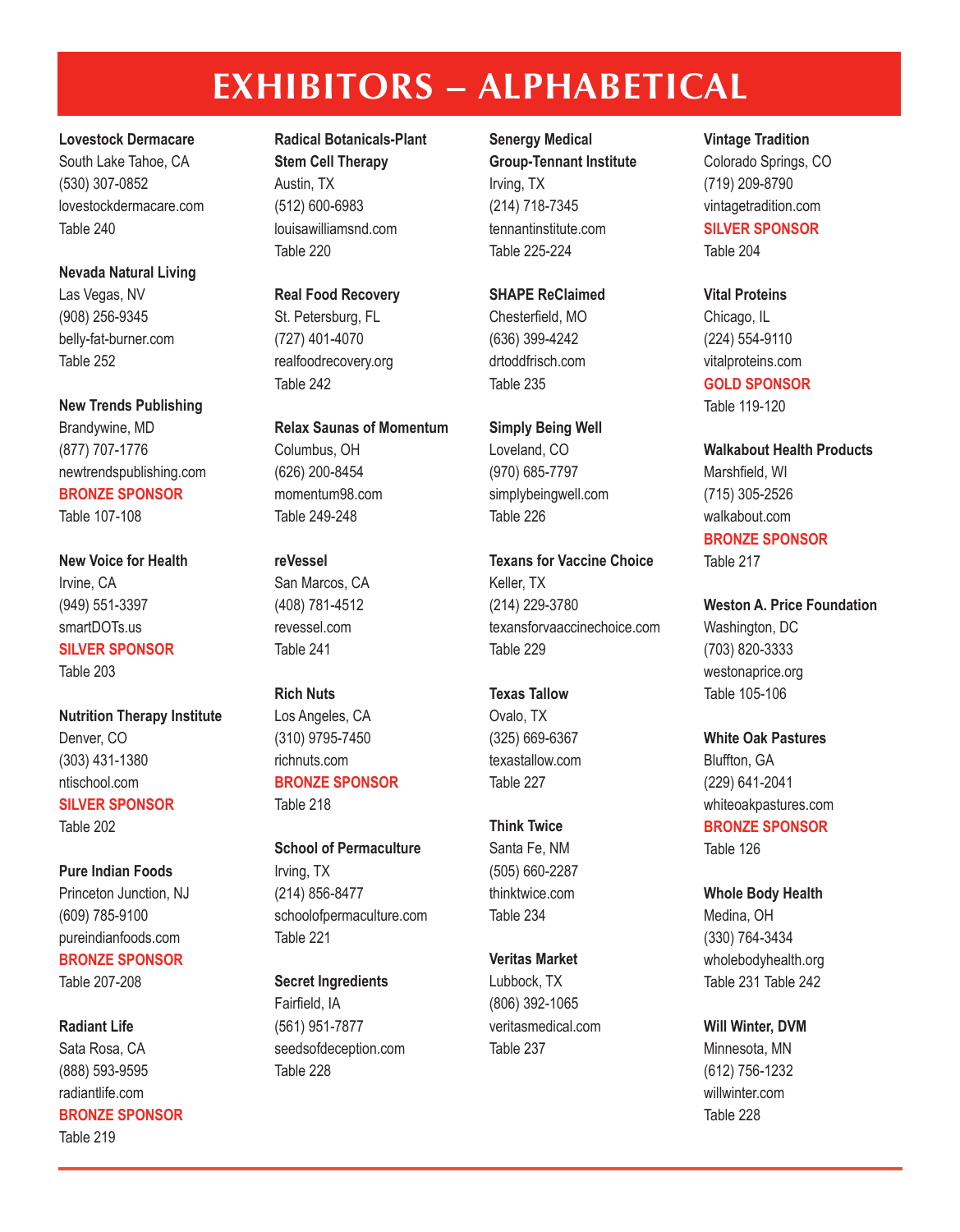# EXHIBITORS – ALPHABETICAL

**Lovestock Dermacare**
South Lake Tahoe, CA
(530) 307-0852
lovestockdermacare.com
Table 240

**Nevada Natural Living**
Las Vegas, NV
(908) 256-9345
belly-fat-burner.com
Table 252

**New Trends Publishing**
Brandywine, MD
(877) 707-1776
newtrendspublishing.com
**BRONZE SPONSOR**
Table 107-108

**New Voice for Health**
Irvine, CA
(949) 551-3397
smartDOTs.us
**SILVER SPONSOR**
Table 203

**Nutrition Therapy Institute**
Denver, CO
(303) 431-1380
ntischool.com
**SILVER SPONSOR**
Table 202

**Pure Indian Foods**
Princeton Junction, NJ
(609) 785-9100
pureindianfoods.com
**BRONZE SPONSOR**
Table 207-208

**Radiant Life**
Sata Rosa, CA
(888) 593-9595
radiantlife.com
**BRONZE SPONSOR**
Table 219

**Radical Botanicals-Plant Stem Cell Therapy**
Austin, TX
(512) 600-6983
louisawilliamsnd.com
Table 220

**Real Food Recovery**
St. Petersburg, FL
(727) 401-4070
realfoodrecovery.org
Table 242

**Relax Saunas of Momentum**
Columbus, OH
(626) 200-8454
momentum98.com
Table 249-248

**reVessel**
San Marcos, CA
(408) 781-4512
revessel.com
Table 241

**Rich Nuts**
Los Angeles, CA
(310) 9795-7450
richnuts.com
**BRONZE SPONSOR**
Table 218

**School of Permaculture**
Irving, TX
(214) 856-8477
schoolofpermaculture.com
Table 221

**Secret Ingredients**
Fairfield, IA
(561) 951-7877
seedsofdeception.com
Table 228

**Senergy Medical Group-Tennant Institute**
Irving, TX
(214) 718-7345
tennantinstitute.com
Table 225-224

**SHAPE ReClaimed**
Chesterfield, MO
(636) 399-4242
drtoddfrisch.com
Table 235

**Simply Being Well**
Loveland, CO
(970) 685-7797
simplybeingwell.com
Table 226

**Texans for Vaccine Choice**
Keller, TX
(214) 229-3780
texansforvaccinechoice.com
Table 229

**Texas Tallow**
Ovalo, TX
(325) 669-6367
texastallow.com
Table 227

**Think Twice**
Santa Fe, NM
(505) 660-2287
thinktwice.com
Table 234

**Veritas Market**
Lubbock, TX
(806) 392-1065
veritasmedical.com
Table 237

**Vintage Tradition**
Colorado Springs, CO
(719) 209-8790
vintagetradition.com
**SILVER SPONSOR**
Table 204

**Vital Proteins**
Chicago, IL
(224) 554-9110
vitalproteins.com
**GOLD SPONSOR**
Table 119-120

**Walkabout Health Products**
Marshfield, WI
(715) 305-2526
walkabout.com
**BRONZE SPONSOR**
Table 217

**Weston A. Price Foundation**
Washington, DC
(703) 820-3333
westonaprice.org
Table 105-106

**White Oak Pastures**
Bluffton, GA
(229) 641-2041
whiteoakpastures.com
**BRONZE SPONSOR**
Table 126

**Whole Body Health**
Medina, OH
(330) 764-3434
wholebodyhealth.org
Table 231 Table 242

**Will Winter, DVM**
Minnesota, MN
(612) 756-1232
willwinter.com
Table 228